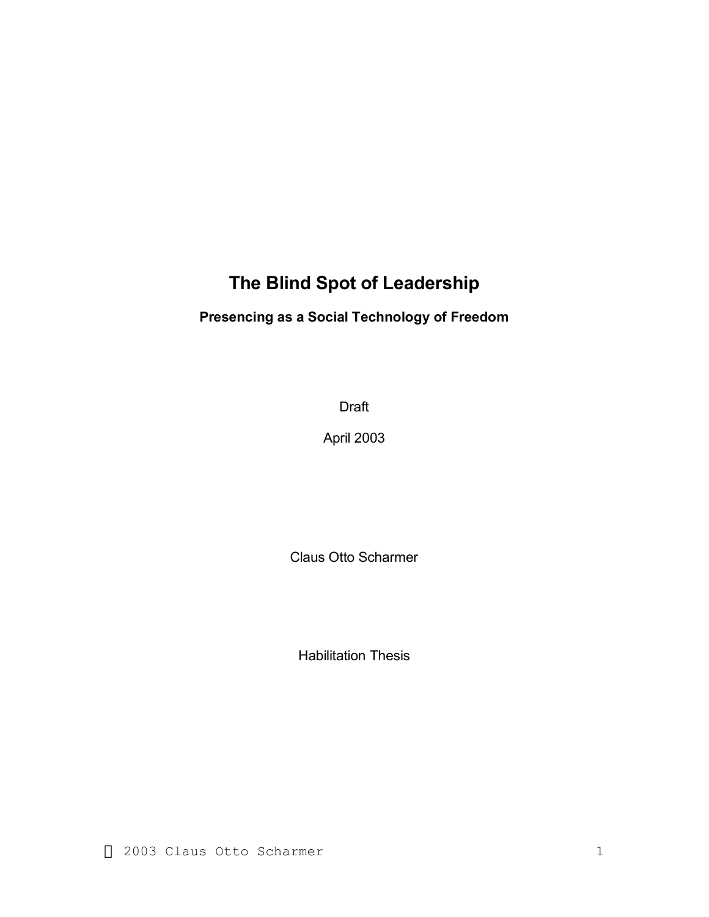# The Blind Spot of Leadership

### Presencing as a Social Technology of Freedom

Draft

April 2003

Claus Otto Scharmer

Habilitation Thesis

© 2003 Claus Otto Scharmer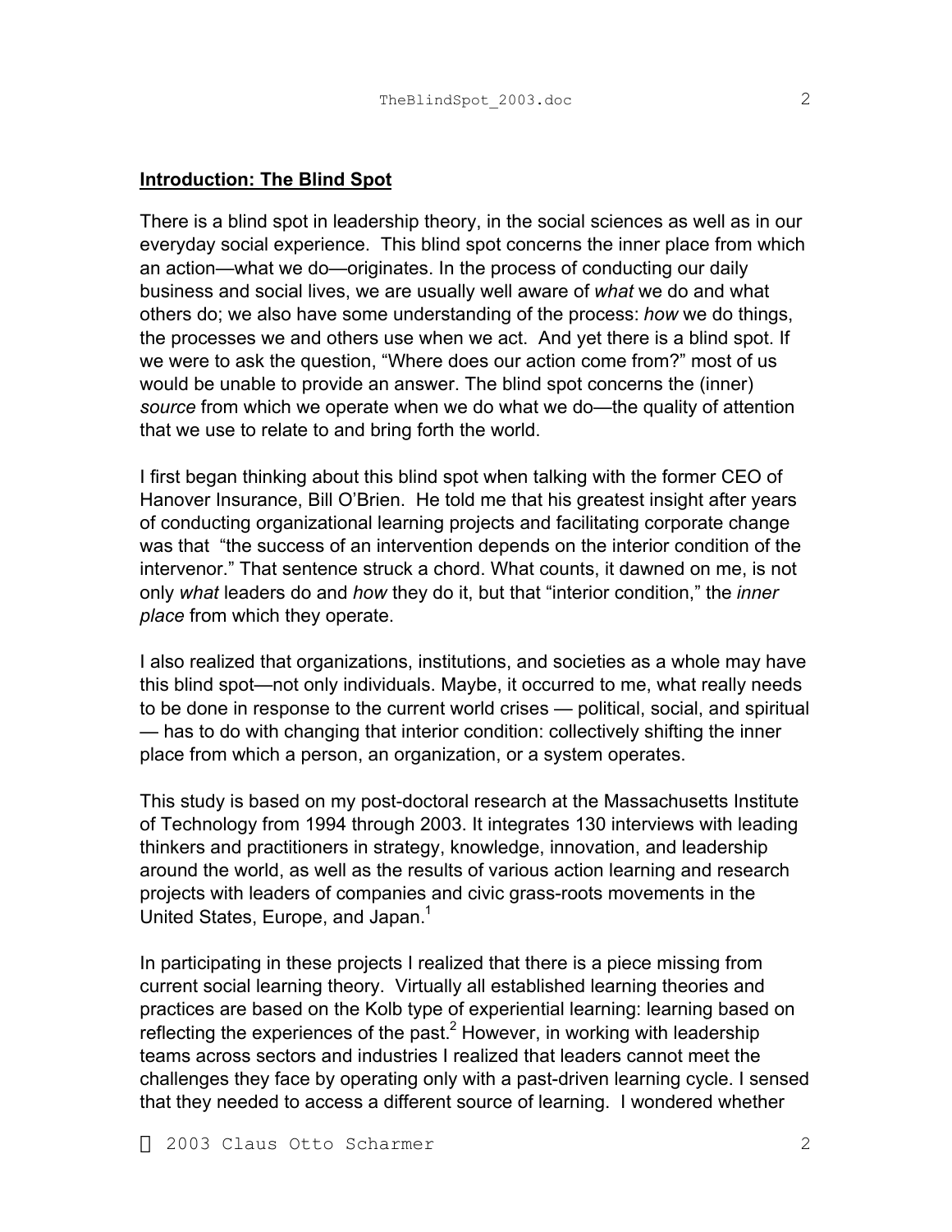**Introduction: The Blind Spot**

There is a blind spot in leadership theory, in the social sciences as well as in our everyday social experience. This blind spot concerns the inner place from which an action—what we do—originates. In the process of conducting our daily business and social lives, we are usually well aware of *what* we do and what others do; we also have some understanding of the process: *how* we do things, the processes we and others use when we act. And yet there is a blind spot. If we were to ask the question, "Where does our action come from?" most of us would be unable to provide an answer. The blind spot concerns the (inner) *source* from which we operate when we do what we do—the quality of attention that we use to relate to and bring forth the world.

I first began thinking about this blind spot when talking with the former CEO of Hanover Insurance, Bill O'Brien. He told me that his greatest insight after years of conducting organizational learning projects and facilitating corporate change was that "the success of an intervention depends on the interior condition of the intervenor." That sentence struck a chord. What counts, it dawned on me, is not only *what* leaders do and *how* they do it, but that "interior condition," the *inner place* from which they operate.

I also realized that organizations, institutions, and societies as a whole may have this blind spot—not only individuals. Maybe, it occurred to me, what really needs to be done in response to the current world crises — political, social, and spiritual — has to do with changing that interior condition: collectively shifting the inner place from which a person, an organization, or a system operates.

This study is based on my post-doctoral research at the Massachusetts Institute of Technology from 1994 through 2003. It integrates 130 interviews with leading thinkers and practitioners in strategy, knowledge, innovation, and leadership around the world, as well as the results of various action learning and research projects with leaders of companies and civic grass-roots movements in the United States, Europe, and Japan.[1]

In participating in these projects I realized that there is a piece missing from current social learning theory. Virtually all established learning theories and practices are based on the Kolb type of experiential learning: learning based on reflecting the experiences of the past.[2] However, in working with leadership teams across sectors and industries I realized that leaders cannot meet the challenges they face by operating only with a past-driven learning cycle. I sensed that they needed to access a different source of learning. I wondered whether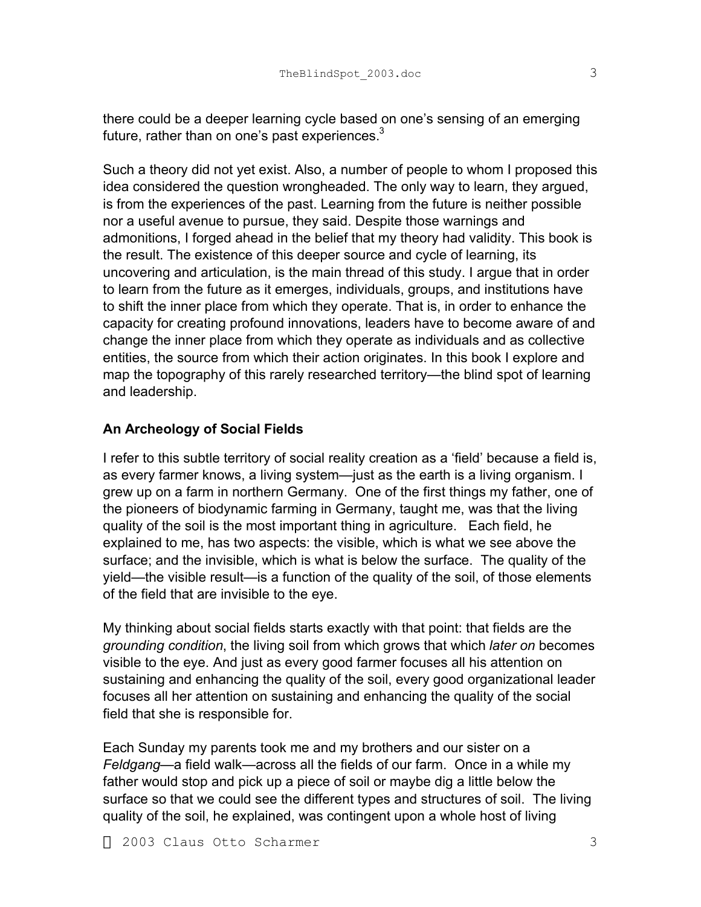there could be a deeper learning cycle based on one's sensing of an emerging future, rather than on one's past experiences.[3]

Such a theory did not yet exist. Also, a number of people to whom I proposed this idea considered the question wrongheaded. The only way to learn, they argued, is from the experiences of the past. Learning from the future is neither possible nor a useful avenue to pursue, they said. Despite those warnings and admonitions, I forged ahead in the belief that my theory had validity. This book is the result. The existence of this deeper source and cycle of learning, its uncovering and articulation, is the main thread of this study. I argue that in order to learn from the future as it emerges, individuals, groups, and institutions have to shift the inner place from which they operate. That is, in order to enhance the capacity for creating profound innovations, leaders have to become aware of and change the inner place from which they operate as individuals and as collective entities, the source from which their action originates. In this book I explore and map the topography of this rarely researched territory—the blind spot of learning and leadership.

## An Archeology of Social Fields

I refer to this subtle territory of social reality creation as a 'field' because a field is, as every farmer knows, a living system—just as the earth is a living organism. I grew up on a farm in northern Germany. One of the first things my father, one of the pioneers of biodynamic farming in Germany, taught me, was that the living quality of the soil is the most important thing in agriculture. Each field, he explained to me, has two aspects: the visible, which is what we see above the surface; and the invisible, which is what is below the surface. The quality of the yield—the visible result—is a function of the quality of the soil, of those elements of the field that are invisible to the eye.

My thinking about social fields starts exactly with that point: that fields are the *grounding condition*, the living soil from which grows that which *later on* becomes visible to the eye. And just as every good farmer focuses all his attention on sustaining and enhancing the quality of the soil, every good organizational leader focuses all her attention on sustaining and enhancing the quality of the social field that she is responsible for.

Each Sunday my parents took me and my brothers and our sister on a *Feldgang*—a field walk—across all the fields of our farm. Once in a while my father would stop and pick up a piece of soil or maybe dig a little below the surface so that we could see the different types and structures of soil. The living quality of the soil, he explained, was contingent upon a whole host of living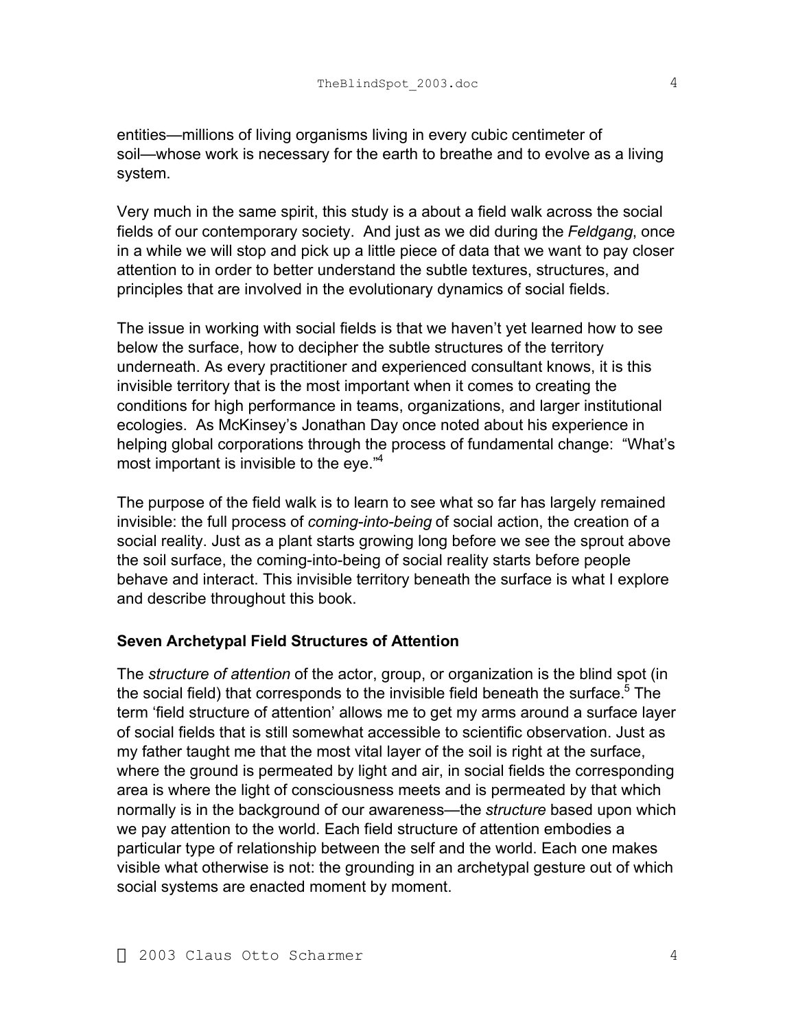entities—millions of living organisms living in every cubic centimeter of soil—whose work is necessary for the earth to breathe and to evolve as a living system.

Very much in the same spirit, this study is a about a field walk across the social fields of our contemporary society. And just as we did during the *Feldgang*, once in a while we will stop and pick up a little piece of data that we want to pay closer attention to in order to better understand the subtle textures, structures, and principles that are involved in the evolutionary dynamics of social fields.

The issue in working with social fields is that we haven't yet learned how to see below the surface, how to decipher the subtle structures of the territory underneath. As every practitioner and experienced consultant knows, it is this invisible territory that is the most important when it comes to creating the conditions for high performance in teams, organizations, and larger institutional ecologies. As McKinsey's Jonathan Day once noted about his experience in helping global corporations through the process of fundamental change: "What's most important is invisible to the eye."[4]

The purpose of the field walk is to learn to see what so far has largely remained invisible: the full process of *coming-into-being* of social action, the creation of a social reality. Just as a plant starts growing long before we see the sprout above the soil surface, the coming-into-being of social reality starts before people behave and interact. This invisible territory beneath the surface is what I explore and describe throughout this book.

## Seven Archetypal Field Structures of Attention

The *structure of attention* of the actor, group, or organization is the blind spot (in the social field) that corresponds to the invisible field beneath the surface.[5] The term 'field structure of attention' allows me to get my arms around a surface layer of social fields that is still somewhat accessible to scientific observation. Just as my father taught me that the most vital layer of the soil is right at the surface, where the ground is permeated by light and air, in social fields the corresponding area is where the light of consciousness meets and is permeated by that which normally is in the background of our awareness—the *structure* based upon which we pay attention to the world. Each field structure of attention embodies a particular type of relationship between the self and the world. Each one makes visible what otherwise is not: the grounding in an archetypal gesture out of which social systems are enacted moment by moment.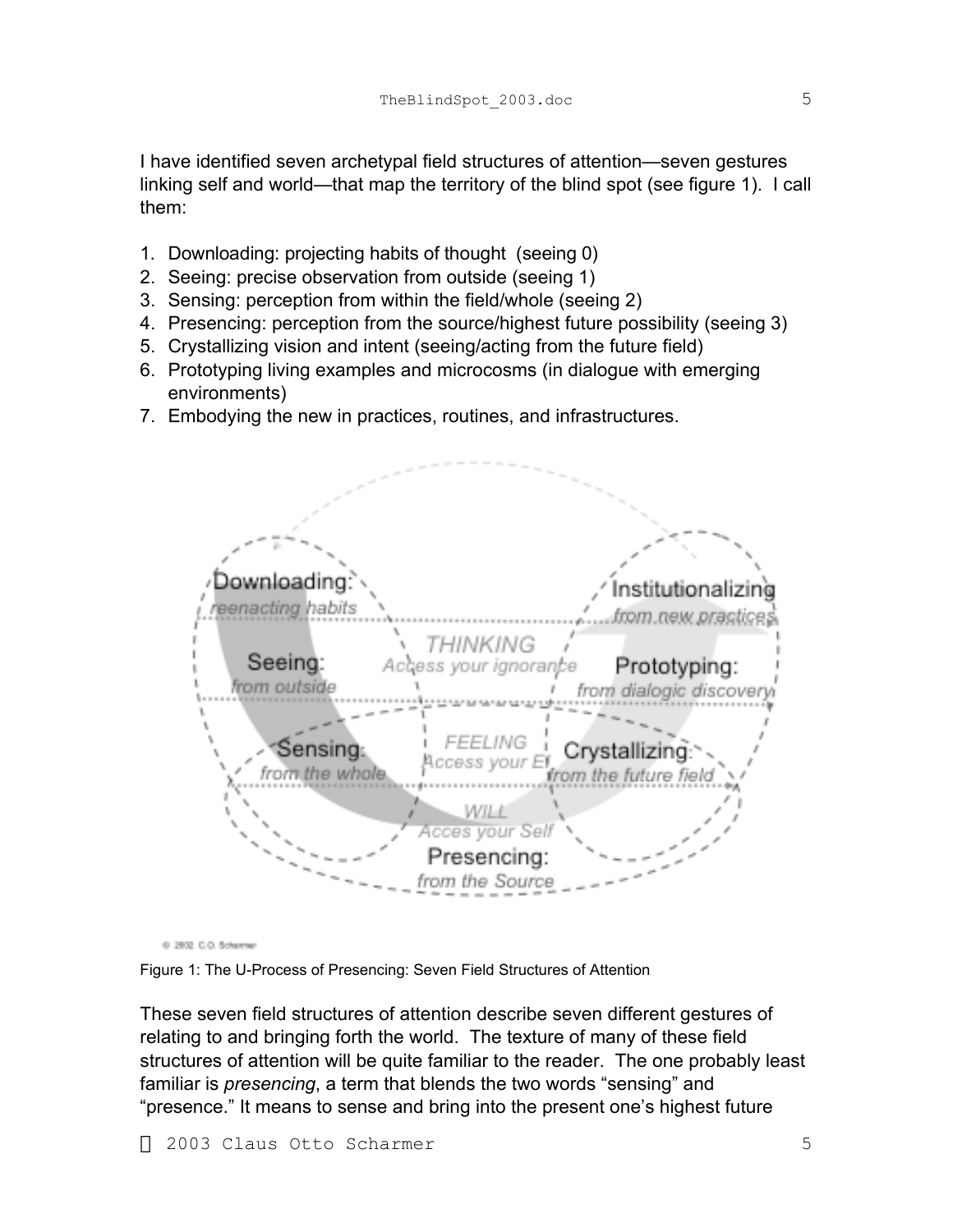I have identified seven archetypal field structures of attention—seven gestures linking self and world—that map the territory of the blind spot (see figure 1). I call them:

1. Downloading: projecting habits of thought (seeing 0)
2. Seeing: precise observation from outside (seeing 1)
3. Sensing: perception from within the field/whole (seeing 2)
4. Presencing: perception from the source/highest future possibility (seeing 3)
5. Crystallizing vision and intent (seeing/acting from the future field)
6. Prototyping living examples and microcosms (in dialogue with emerging environments)
7. Embodying the new in practices, routines, and infrastructures.

Figure 1: The U-Process of Presencing: Seven Field Structures of Attention

These seven field structures of attention describe seven different gestures of relating to and bringing forth the world. The texture of many of these field structures of attention will be quite familiar to the reader. The one probably least familiar is *presencing*, a term that blends the two words "sensing" and "presence." It means to sense and bring into the present one's highest future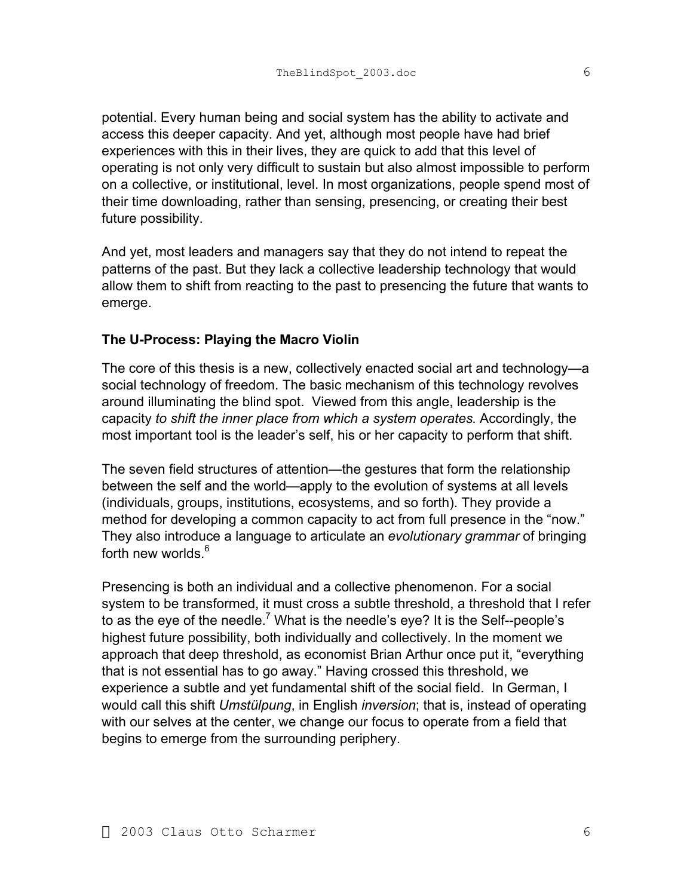potential. Every human being and social system has the ability to activate and access this deeper capacity. And yet, although most people have had brief experiences with this in their lives, they are quick to add that this level of operating is not only very difficult to sustain but also almost impossible to perform on a collective, or institutional, level. In most organizations, people spend most of their time downloading, rather than sensing, presencing, or creating their best future possibility.

And yet, most leaders and managers say that they do not intend to repeat the patterns of the past. But they lack a collective leadership technology that would allow them to shift from reacting to the past to presencing the future that wants to emerge.

### The U-Process: Playing the Macro Violin

The core of this thesis is a new, collectively enacted social art and technology—a social technology of freedom. The basic mechanism of this technology revolves around illuminating the blind spot. Viewed from this angle, leadership is the capacity *to shift the inner place from which a system operates*. Accordingly, the most important tool is the leader's self, his or her capacity to perform that shift.

The seven field structures of attention—the gestures that form the relationship between the self and the world—apply to the evolution of systems at all levels (individuals, groups, institutions, ecosystems, and so forth). They provide a method for developing a common capacity to act from full presence in the "now." They also introduce a language to articulate an *evolutionary grammar* of bringing forth new worlds.[6]

Presencing is both an individual and a collective phenomenon. For a social system to be transformed, it must cross a subtle threshold, a threshold that I refer to as the eye of the needle.[7] What is the needle's eye? It is the Self--people's highest future possibility, both individually and collectively. In the moment we approach that deep threshold, as economist Brian Arthur once put it, "everything that is not essential has to go away." Having crossed this threshold, we experience a subtle and yet fundamental shift of the social field. In German, I would call this shift *Umstülpung*, in English *inversion*; that is, instead of operating with our selves at the center, we change our focus to operate from a field that begins to emerge from the surrounding periphery.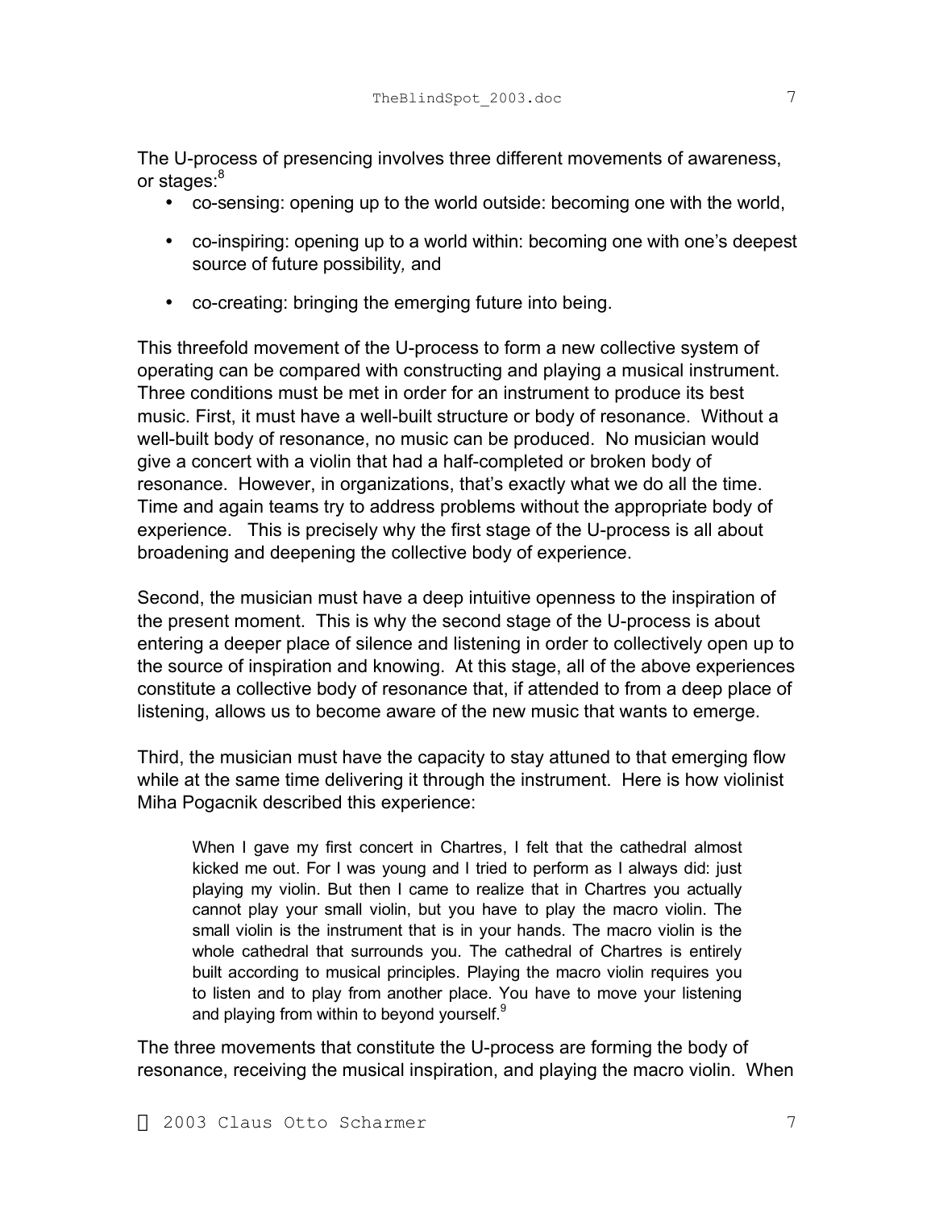The U-process of presencing involves three different movements of awareness, or stages:[8]

- co-sensing: opening up to the world outside: becoming one with the world,
- co-inspiring: opening up to a world within: becoming one with one's deepest source of future possibility, and
- co-creating: bringing the emerging future into being.

This threefold movement of the U-process to form a new collective system of operating can be compared with constructing and playing a musical instrument. Three conditions must be met in order for an instrument to produce its best music. First, it must have a well-built structure or body of resonance. Without a well-built body of resonance, no music can be produced. No musician would give a concert with a violin that had a half-completed or broken body of resonance. However, in organizations, that's exactly what we do all the time. Time and again teams try to address problems without the appropriate body of experience. This is precisely why the first stage of the U-process is all about broadening and deepening the collective body of experience.

Second, the musician must have a deep intuitive openness to the inspiration of the present moment. This is why the second stage of the U-process is about entering a deeper place of silence and listening in order to collectively open up to the source of inspiration and knowing. At this stage, all of the above experiences constitute a collective body of resonance that, if attended to from a deep place of listening, allows us to become aware of the new music that wants to emerge.

Third, the musician must have the capacity to stay attuned to that emerging flow while at the same time delivering it through the instrument. Here is how violinist Miha Pogacnik described this experience:

> When I gave my first concert in Chartres, I felt that the cathedral almost kicked me out. For I was young and I tried to perform as I always did: just playing my violin. But then I came to realize that in Chartres you actually cannot play your small violin, but you have to play the macro violin. The small violin is the instrument that is in your hands. The macro violin is the whole cathedral that surrounds you. The cathedral of Chartres is entirely built according to musical principles. Playing the macro violin requires you to listen and to play from another place. You have to move your listening and playing from within to beyond yourself.[9]

The three movements that constitute the U-process are forming the body of resonance, receiving the musical inspiration, and playing the macro violin. When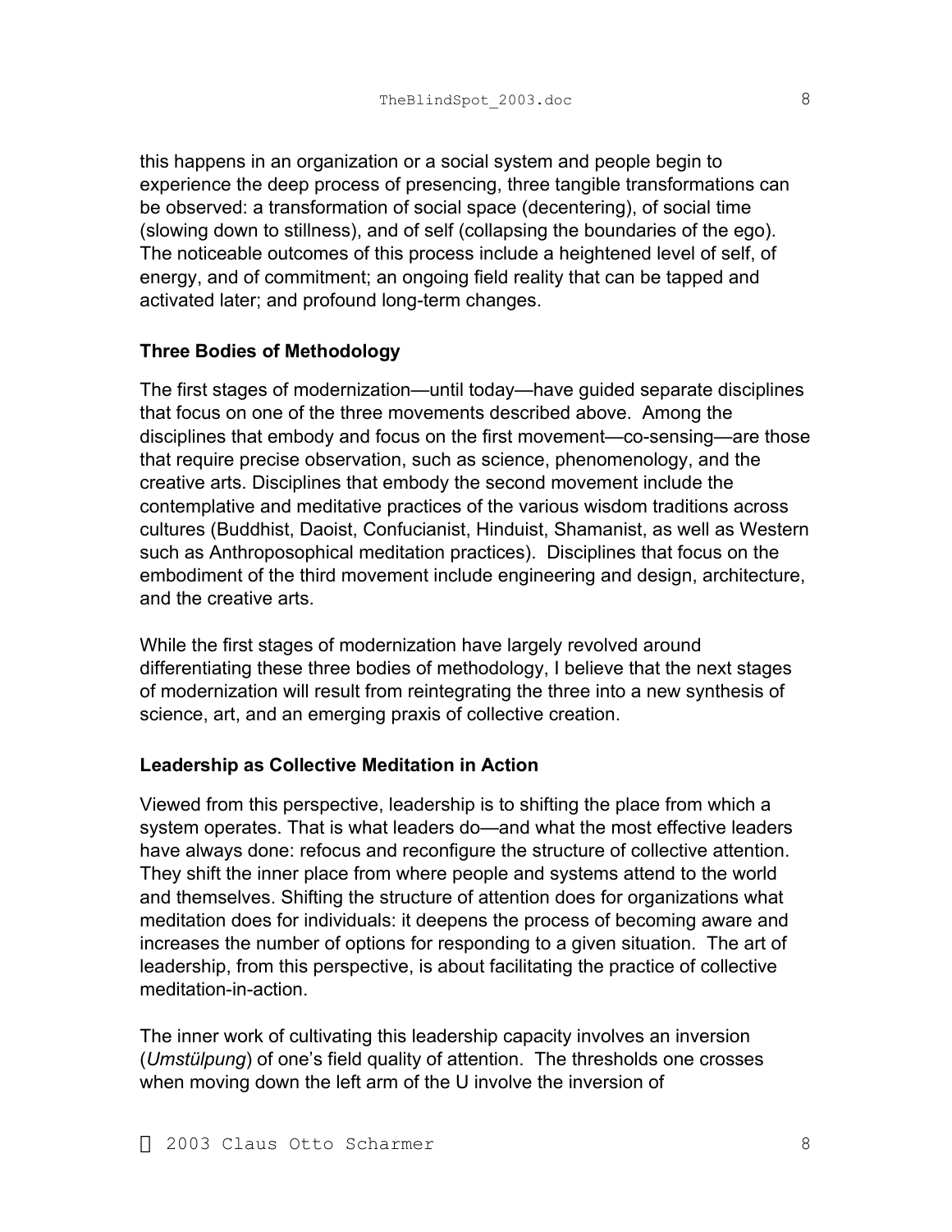this happens in an organization or a social system and people begin to experience the deep process of presencing, three tangible transformations can be observed: a transformation of social space (decentering), of social time (slowing down to stillness), and of self (collapsing the boundaries of the ego). The noticeable outcomes of this process include a heightened level of self, of energy, and of commitment; an ongoing field reality that can be tapped and activated later; and profound long-term changes.

### Three Bodies of Methodology

The first stages of modernization—until today—have guided separate disciplines that focus on one of the three movements described above. Among the disciplines that embody and focus on the first movement—co-sensing—are those that require precise observation, such as science, phenomenology, and the creative arts. Disciplines that embody the second movement include the contemplative and meditative practices of the various wisdom traditions across cultures (Buddhist, Daoist, Confucianist, Hinduist, Shamanist, as well as Western such as Anthroposophical meditation practices). Disciplines that focus on the embodiment of the third movement include engineering and design, architecture, and the creative arts.

While the first stages of modernization have largely revolved around differentiating these three bodies of methodology, I believe that the next stages of modernization will result from reintegrating the three into a new synthesis of science, art, and an emerging praxis of collective creation.

### Leadership as Collective Meditation in Action

Viewed from this perspective, leadership is to shifting the place from which a system operates. That is what leaders do—and what the most effective leaders have always done: refocus and reconfigure the structure of collective attention. They shift the inner place from where people and systems attend to the world and themselves. Shifting the structure of attention does for organizations what meditation does for individuals: it deepens the process of becoming aware and increases the number of options for responding to a given situation. The art of leadership, from this perspective, is about facilitating the practice of collective meditation-in-action.

The inner work of cultivating this leadership capacity involves an inversion (*Umstülpung*) of one's field quality of attention. The thresholds one crosses when moving down the left arm of the U involve the inversion of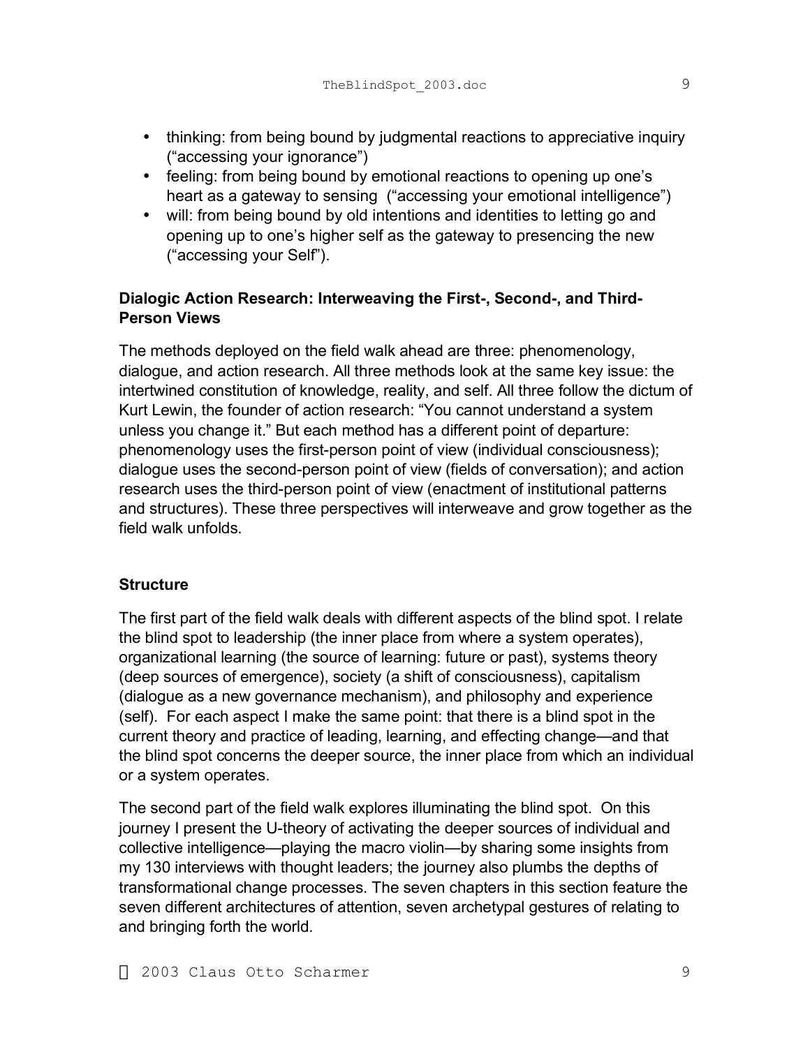- thinking: from being bound by judgmental reactions to appreciative inquiry ("accessing your ignorance")
- feeling: from being bound by emotional reactions to opening up one's heart as a gateway to sensing ("accessing your emotional intelligence")
- will: from being bound by old intentions and identities to letting go and opening up to one's higher self as the gateway to presencing the new ("accessing your Self").

### Dialogic Action Research: Interweaving the First-, Second-, and Third-Person Views

The methods deployed on the field walk ahead are three: phenomenology, dialogue, and action research. All three methods look at the same key issue: the intertwined constitution of knowledge, reality, and self. All three follow the dictum of Kurt Lewin, the founder of action research: "You cannot understand a system unless you change it." But each method has a different point of departure: phenomenology uses the first-person point of view (individual consciousness); dialogue uses the second-person point of view (fields of conversation); and action research uses the third-person point of view (enactment of institutional patterns and structures). These three perspectives will interweave and grow together as the field walk unfolds.

### Structure

The first part of the field walk deals with different aspects of the blind spot. I relate the blind spot to leadership (the inner place from where a system operates), organizational learning (the source of learning: future or past), systems theory (deep sources of emergence), society (a shift of consciousness), capitalism (dialogue as a new governance mechanism), and philosophy and experience (self). For each aspect I make the same point: that there is a blind spot in the current theory and practice of leading, learning, and effecting change—and that the blind spot concerns the deeper source, the inner place from which an individual or a system operates.

The second part of the field walk explores illuminating the blind spot. On this journey I present the U-theory of activating the deeper sources of individual and collective intelligence—playing the macro violin—by sharing some insights from my 130 interviews with thought leaders; the journey also plumbs the depths of transformational change processes. The seven chapters in this section feature the seven different architectures of attention, seven archetypal gestures of relating to and bringing forth the world.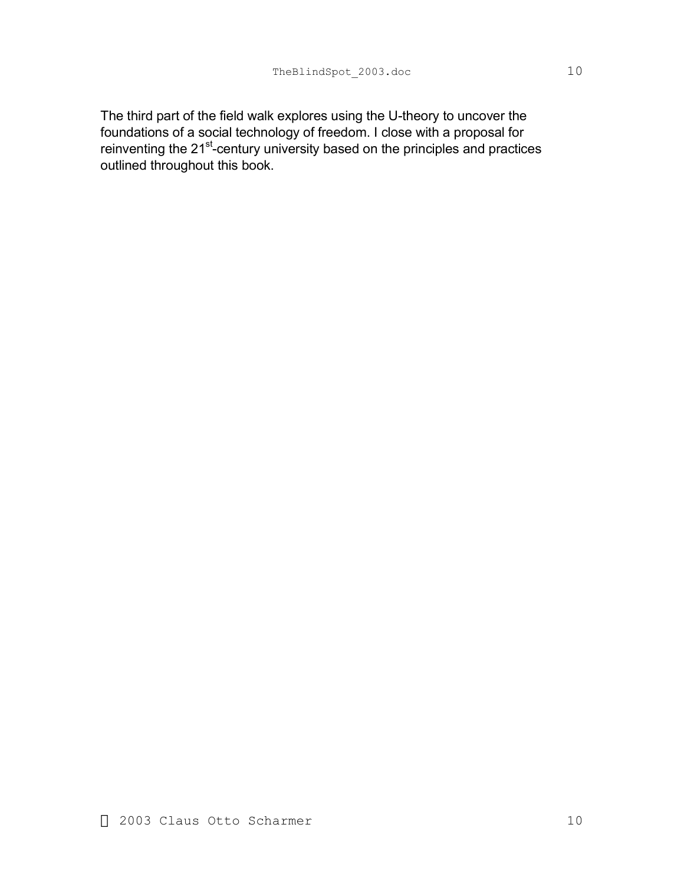The third part of the field walk explores using the U-theory to uncover the foundations of a social technology of freedom. I close with a proposal for reinventing the 21st-century university based on the principles and practices outlined throughout this book.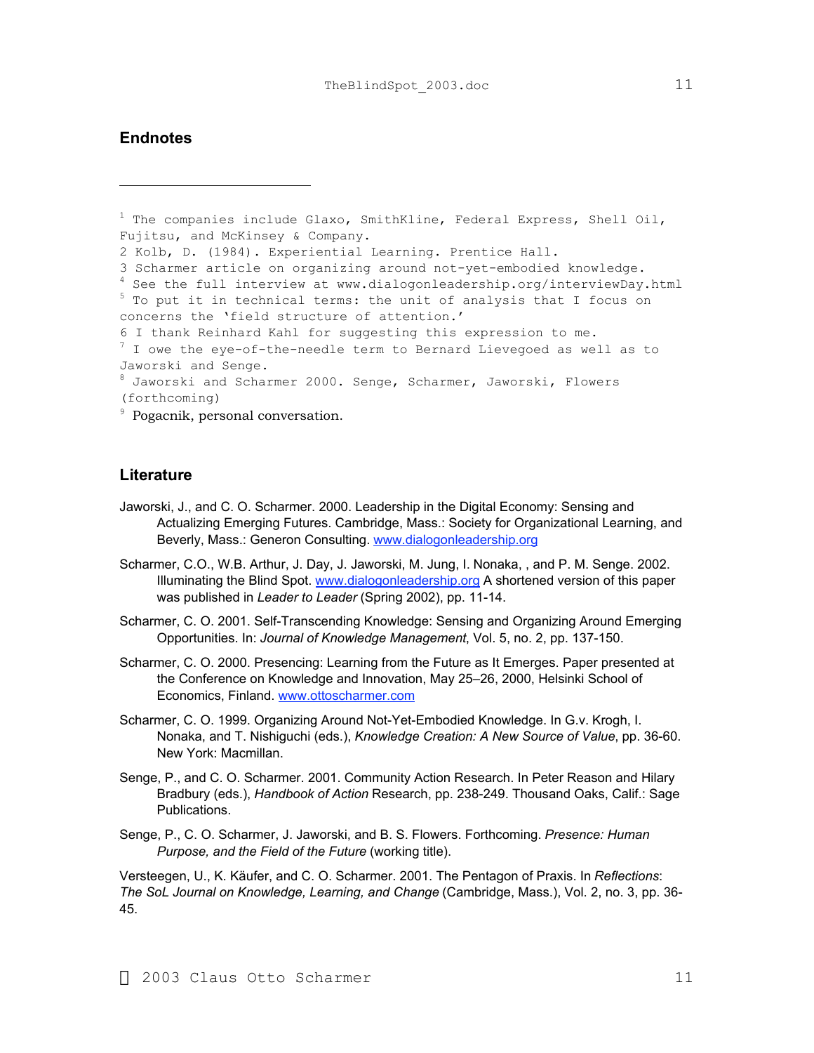## Endnotes

---

[1] The companies include Glaxo, SmithKline, Federal Express, Shell Oil, Fujitsu, and McKinsey & Company.
2 Kolb, D. (1984). Experiential Learning. Prentice Hall.
3 Scharmer article on organizing around not-yet-embodied knowledge.
[4] See the full interview at www.dialogonleadership.org/interviewDay.html
[5] To put it in technical terms: the unit of analysis that I focus on concerns the 'field structure of attention.'
6 I thank Reinhard Kahl for suggesting this expression to me.
[7] I owe the eye-of-the-needle term to Bernard Lievegoed as well as to Jaworski and Senge.
[8] Jaworski and Scharmer 2000. Senge, Scharmer, Jaworski, Flowers (forthcoming)
[9] Pogacnik, personal conversation.

## Literature

Jaworski, J., and C. O. Scharmer. 2000. Leadership in the Digital Economy: Sensing and Actualizing Emerging Futures. Cambridge, Mass.: Society for Organizational Learning, and Beverly, Mass.: Generon Consulting. www.dialogonleadership.org

Scharmer, C.O., W.B. Arthur, J. Day, J. Jaworski, M. Jung, I. Nonaka, , and P. M. Senge. 2002. Illuminating the Blind Spot. www.dialogonleadership.org A shortened version of this paper was published in *Leader to Leader* (Spring 2002), pp. 11-14.

Scharmer, C. O. 2001. Self-Transcending Knowledge: Sensing and Organizing Around Emerging Opportunities. In: *Journal of Knowledge Management*, Vol. 5, no. 2, pp. 137-150.

Scharmer, C. O. 2000. Presencing: Learning from the Future as It Emerges. Paper presented at the Conference on Knowledge and Innovation, May 25–26, 2000, Helsinki School of Economics, Finland. www.ottoscharmer.com

Scharmer, C. O. 1999. Organizing Around Not-Yet-Embodied Knowledge. In G.v. Krogh, I. Nonaka, and T. Nishiguchi (eds.), *Knowledge Creation: A New Source of Value*, pp. 36-60. New York: Macmillan.

Senge, P., and C. O. Scharmer. 2001. Community Action Research. In Peter Reason and Hilary Bradbury (eds.), *Handbook of Action* Research, pp. 238-249. Thousand Oaks, Calif.: Sage Publications.

Senge, P., C. O. Scharmer, J. Jaworski, and B. S. Flowers. Forthcoming. *Presence: Human Purpose, and the Field of the Future* (working title).

Versteegen, U., K. Käufer, and C. O. Scharmer. 2001. The Pentagon of Praxis. In *Reflections*: *The SoL Journal on Knowledge, Learning, and Change* (Cambridge, Mass.), Vol. 2, no. 3, pp. 36-45.